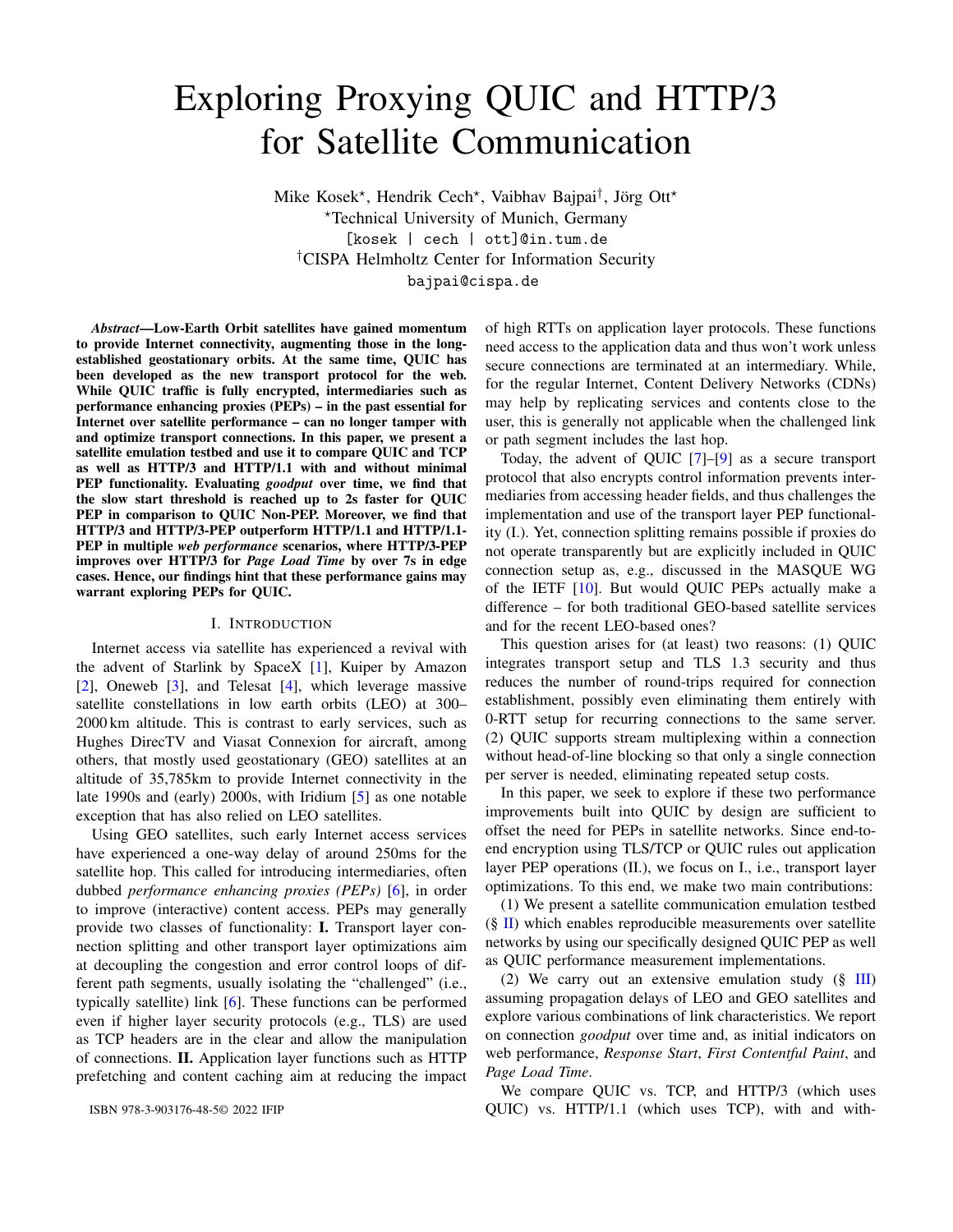# Exploring Proxying QUIC and HTTP/3 for Satellite Communication

Mike Kosek*, Hendrik Cech*, Vaibhav Bajpai†, Jörg Ott*

*Technical University of Munich, Germany

[kosek | cech | ott]@in.tum.de

†CISPA Helmholtz Center for Information Security

bajpai@cispa.de

***Abstract*—Low-Earth Orbit satellites have gained momentum to provide Internet connectivity, augmenting those in the long-established geostationary orbits. At the same time, QUIC has been developed as the new transport protocol for the web. While QUIC traffic is fully encrypted, intermediaries such as performance enhancing proxies (PEPs) – in the past essential for Internet over satellite performance – can no longer tamper with and optimize transport connections. In this paper, we present a satellite emulation testbed and use it to compare QUIC and TCP as well as HTTP/3 and HTTP/1.1 with and without minimal PEP functionality. Evaluating *goodput* over time, we find that the slow start threshold is reached up to 2s faster for QUIC PEP in comparison to QUIC Non-PEP. Moreover, we find that HTTP/3 and HTTP/3-PEP outperform HTTP/1.1 and HTTP/1.1-PEP in multiple *web performance* scenarios, where HTTP/3-PEP improves over HTTP/3 for *Page Load Time* by over 7s in edge cases. Hence, our findings hint that these performance gains may warrant exploring PEPs for QUIC.**

## I. Introduction

Internet access via satellite has experienced a revival with the advent of Starlink by SpaceX [1], Kuiper by Amazon [2], Oneweb [3], and Telesat [4], which leverage massive satellite constellations in low earth orbits (LEO) at 300–2000 km altitude. This is contrast to early services, such as Hughes DirecTV and Viasat Connexion for aircraft, among others, that mostly used geostationary (GEO) satellites at an altitude of 35,785km to provide Internet connectivity in the late 1990s and (early) 2000s, with Iridium [5] as one notable exception that has also relied on LEO satellites.

Using GEO satellites, such early Internet access services have experienced a one-way delay of around 250ms for the satellite hop. This called for introducing intermediaries, often dubbed *performance enhancing proxies (PEPs)* [6], in order to improve (interactive) content access. PEPs may generally provide two classes of functionality: **I.** Transport layer connection splitting and other transport layer optimizations aim at decoupling the congestion and error control loops of different path segments, usually isolating the "challenged" (i.e., typically satellite) link [6]. These functions can be performed even if higher layer security protocols (e.g., TLS) are used as TCP headers are in the clear and allow the manipulation of connections. **II.** Application layer functions such as HTTP prefetching and content caching aim at reducing the impact of high RTTs on application layer protocols. These functions need access to the application data and thus won't work unless secure connections are terminated at an intermediary. While, for the regular Internet, Content Delivery Networks (CDNs) may help by replicating services and contents close to the user, this is generally not applicable when the challenged link or path segment includes the last hop.

Today, the advent of QUIC [7]–[9] as a secure transport protocol that also encrypts control information prevents intermediaries from accessing header fields, and thus challenges the implementation and use of the transport layer PEP functionality (I.). Yet, connection splitting remains possible if proxies do not operate transparently but are explicitly included in QUIC connection setup as, e.g., discussed in the MASQUE WG of the IETF [10]. But would QUIC PEPs actually make a difference – for both traditional GEO-based satellite services and for the recent LEO-based ones?

This question arises for (at least) two reasons: (1) QUIC integrates transport setup and TLS 1.3 security and thus reduces the number of round-trips required for connection establishment, possibly even eliminating them entirely with 0-RTT setup for recurring connections to the same server. (2) QUIC supports stream multiplexing within a connection without head-of-line blocking so that only a single connection per server is needed, eliminating repeated setup costs.

In this paper, we seek to explore if these two performance improvements built into QUIC by design are sufficient to offset the need for PEPs in satellite networks. Since end-to-end encryption using TLS/TCP or QUIC rules out application layer PEP operations (II.), we focus on I., i.e., transport layer optimizations. To this end, we make two main contributions:

(1) We present a satellite communication emulation testbed (§ II) which enables reproducible measurements over satellite networks by using our specifically designed QUIC PEP as well as QUIC performance measurement implementations.

(2) We carry out an extensive emulation study (§ III) assuming propagation delays of LEO and GEO satellites and explore various combinations of link characteristics. We report on connection *goodput* over time and, as initial indicators on web performance, *Response Start*, *First Contentful Paint*, and *Page Load Time*.

We compare QUIC vs. TCP, and HTTP/3 (which uses QUIC) vs. HTTP/1.1 (which uses TCP), with and with-

ISBN 978-3-903176-48-5© 2022 IFIP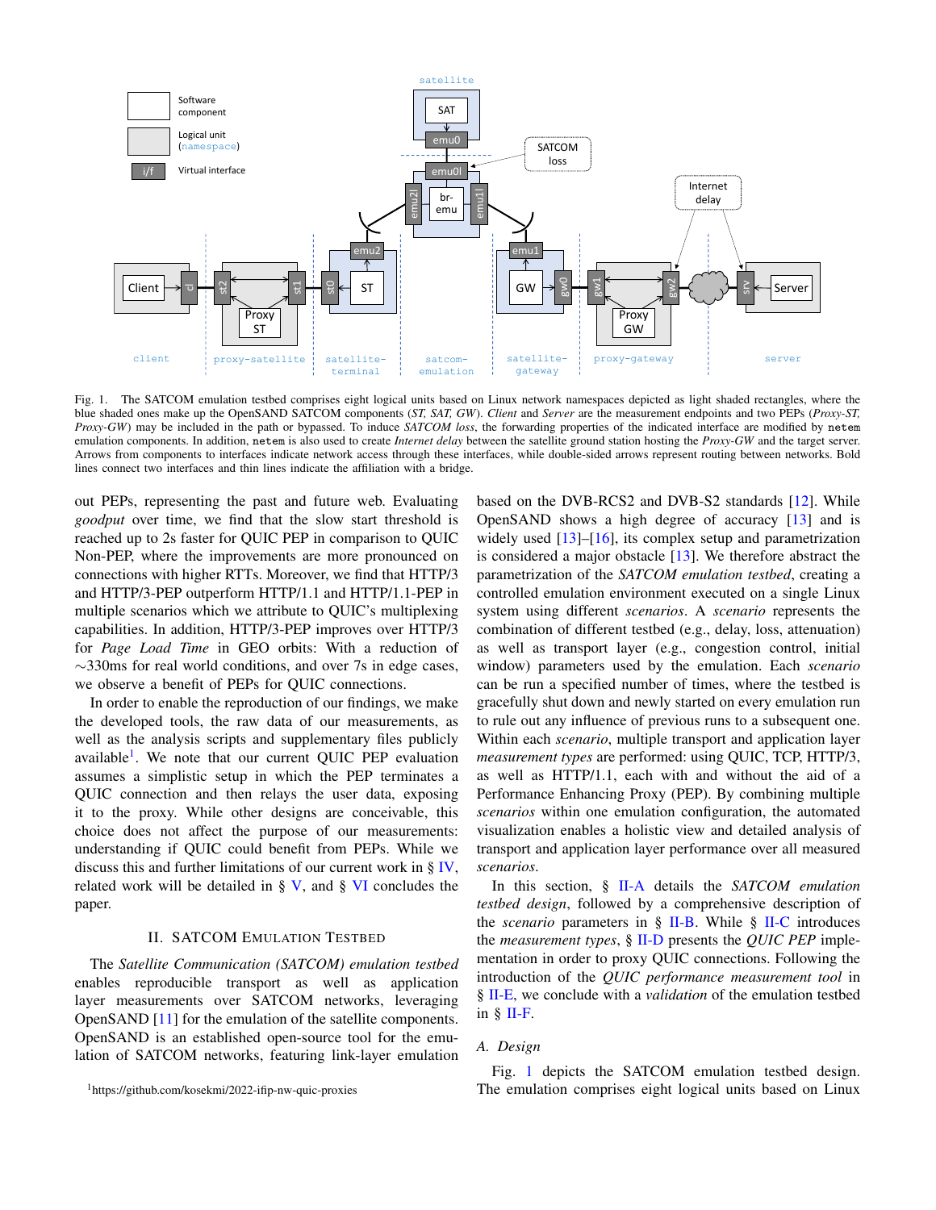Fig. 1. The SATCOM emulation testbed comprises eight logical units based on Linux network namespaces depicted as light shaded rectangles, where the blue shaded ones make up the OpenSAND SATCOM components (*ST, SAT, GW*). *Client* and *Server* are the measurement endpoints and two PEPs (*Proxy-ST, Proxy-GW*) may be included in the path or bypassed. To induce *SATCOM loss*, the forwarding properties of the indicated interface are modified by `netem` emulation components. In addition, `netem` is also used to create *Internet delay* between the satellite ground station hosting the *Proxy-GW* and the target server. Arrows from components to interfaces indicate network access through these interfaces, while double-sided arrows represent routing between networks. Bold lines connect two interfaces and thin lines indicate the affiliation with a bridge.

out PEPs, representing the past and future web. Evaluating *goodput* over time, we find that the slow start threshold is reached up to 2s faster for QUIC PEP in comparison to QUIC Non-PEP, where the improvements are more pronounced on connections with higher RTTs. Moreover, we find that HTTP/3 and HTTP/3-PEP outperform HTTP/1.1 and HTTP/1.1-PEP in multiple scenarios which we attribute to QUIC's multiplexing capabilities. In addition, HTTP/3-PEP improves over HTTP/3 for *Page Load Time* in GEO orbits: With a reduction of ~330ms for real world conditions, and over 7s in edge cases, we observe a benefit of PEPs for QUIC connections.

In order to enable the reproduction of our findings, we make the developed tools, the raw data of our measurements, as well as the analysis scripts and supplementary files publicly available[1]. We note that our current QUIC PEP evaluation assumes a simplistic setup in which the PEP terminates a QUIC connection and then relays the user data, exposing it to the proxy. While other designs are conceivable, this choice does not affect the purpose of our measurements: understanding if QUIC could benefit from PEPs. While we discuss this and further limitations of our current work in § IV, related work will be detailed in § V, and § VI concludes the paper.

## II. SATCOM Emulation Testbed

The *Satellite Communication (SATCOM) emulation testbed* enables reproducible transport as well as application layer measurements over SATCOM networks, leveraging OpenSAND [11] for the emulation of the satellite components. OpenSAND is an established open-source tool for the emulation of SATCOM networks, featuring link-layer emulation based on the DVB-RCS2 and DVB-S2 standards [12]. While OpenSAND shows a high degree of accuracy [13] and is widely used [13]–[16], its complex setup and parametrization is considered a major obstacle [13]. We therefore abstract the parametrization of the *SATCOM emulation testbed*, creating a controlled emulation environment executed on a single Linux system using different *scenarios*. A *scenario* represents the combination of different testbed (e.g., delay, loss, attenuation) as well as transport layer (e.g., congestion control, initial window) parameters used by the emulation. Each *scenario* can be run a specified number of times, where the testbed is gracefully shut down and newly started on every emulation run to rule out any influence of previous runs to a subsequent one. Within each *scenario*, multiple transport and application layer *measurement types* are performed: using QUIC, TCP, HTTP/3, as well as HTTP/1.1, each with and without the aid of a Performance Enhancing Proxy (PEP). By combining multiple *scenarios* within one emulation configuration, the automated visualization enables a holistic view and detailed analysis of transport and application layer performance over all measured *scenarios*.

In this section, § II-A details the *SATCOM emulation testbed design*, followed by a comprehensive description of the *scenario* parameters in § II-B. While § II-C introduces the *measurement types*, § II-D presents the *QUIC PEP* implementation in order to proxy QUIC connections. Following the introduction of the *QUIC performance measurement tool* in § II-E, we conclude with a *validation* of the emulation testbed in § II-F.

### A. Design

Fig. 1 depicts the SATCOM emulation testbed design. The emulation comprises eight logical units based on Linux

[1] https://github.com/kosekmi/2022-ifip-nw-quic-proxies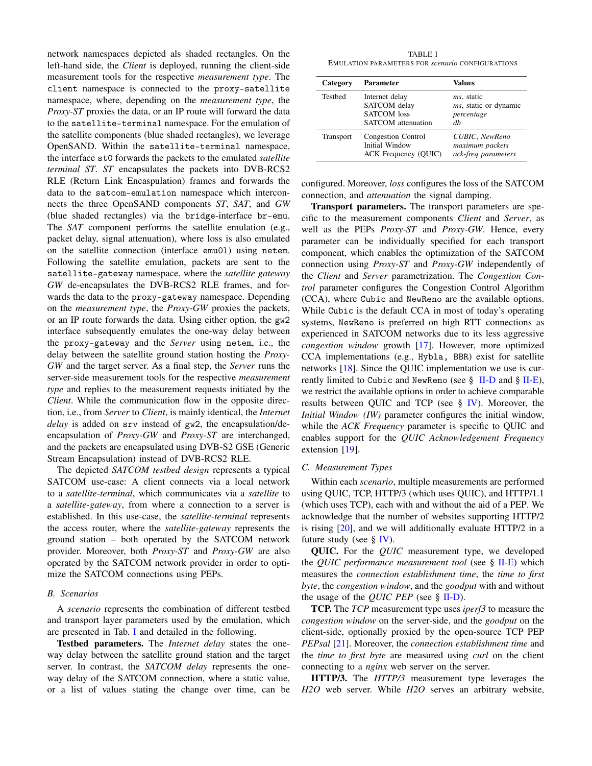network namespaces depicted als shaded rectangles. On the left-hand side, the *Client* is deployed, running the client-side measurement tools for the respective *measurement type*. The `client` namespace is connected to the `proxy-satellite` namespace, where, depending on the *measurement type*, the *Proxy-ST* proxies the data, or an IP route will forward the data to the `satellite-terminal` namespace. For the emulation of the satellite components (blue shaded rectangles), we leverage OpenSAND. Within the `satellite-terminal` namespace, the interface `st0` forwards the packets to the emulated *satellite terminal ST*. *ST* encapsulates the packets into DVB-RCS2 RLE (Return Link Encapsulation) frames and forwards the data to the `satcom-emulation` namespace which interconnects the three OpenSAND components *ST*, *SAT*, and *GW* (blue shaded rectangles) via the `bridge`-interface `br-emu`. The *SAT* component performs the satellite emulation (e.g., packet delay, signal attenuation), where loss is also emulated on the satellite connection (interface `emu01`) using `netem`. Following the satellite emulation, packets are sent to the `satellite-gateway` namespace, where the *satellite gateway GW* de-encapsulates the DVB-RCS2 RLE frames, and forwards the data to the `proxy-gateway` namespace. Depending on the *measurement type*, the *Proxy-GW* proxies the packets, or an IP route forwards the data. Using either option, the `gw2` interface subsequently emulates the one-way delay between the `proxy-gateway` and the *Server* using `netem`, i.e., the delay between the satellite ground station hosting the *Proxy-GW* and the target server. As a final step, the *Server* runs the server-side measurement tools for the respective *measurement type* and replies to the measurement requests initiated by the *Client*. While the communication flow in the opposite direction, i.e., from *Server* to *Client*, is mainly identical, the *Internet delay* is added on `srv` instead of `gw2`, the encapsulation/de-encapsulation of *Proxy-GW* and *Proxy-ST* are interchanged, and the packets are encapsulated using DVB-S2 GSE (Generic Stream Encapsulation) instead of DVB-RCS2 RLE.

The depicted *SATCOM testbed design* represents a typical SATCOM use-case: A client connects via a local network to a *satellite-terminal*, which communicates via a *satellite* to a *satellite-gateway*, from where a connection to a server is established. In this use-case, the *satellite-terminal* represents the access router, where the *satellite-gateway* represents the ground station – both operated by the SATCOM network provider. Moreover, both *Proxy-ST* and *Proxy-GW* are also operated by the SATCOM network provider in order to optimize the SATCOM connections using PEPs.

### B. Scenarios

A *scenario* represents the combination of different testbed and transport layer parameters used by the emulation, which are presented in Tab. I and detailed in the following.

**Testbed parameters.** The *Internet delay* states the one-way delay between the satellite ground station and the target server. In contrast, the *SATCOM delay* represents the one-way delay of the SATCOM connection, where a static value, or a list of values stating the change over time, can be configured. Moreover, *loss* configures the loss of the SATCOM connection, and *attenuation* the signal damping.

TABLE I
Emulation parameters for *scenario* configurations

| Category | Parameter | Values |
|---|---|---|
| Testbed | Internet delay<br>SATCOM delay<br>SATCOM loss<br>SATCOM attenuation | *ms*, static<br>*ms*, static or dynamic<br>*percentage*<br>*db* |
| Transport | Congestion Control<br>Initial Window<br>ACK Frequency (QUIC) | *CUBIC*, *NewReno*<br>*maximum packets*<br>*ack-freq parameters* |

**Transport parameters.** The transport parameters are specific to the measurement components *Client* and *Server*, as well as the PEPs *Proxy-ST* and *Proxy-GW*. Hence, every parameter can be individually specified for each transport component, which enables the optimization of the SATCOM connection using *Proxy-ST* and *Proxy-GW* independently of the *Client* and *Server* parametrization. The *Congestion Control* parameter configures the Congestion Control Algorithm (CCA), where `Cubic` and `NewReno` are the available options. While `Cubic` is the default CCA in most of today's operating systems, `NewReno` is preferred on high RTT connections as experienced in SATCOM networks due to its less aggressive *congestion window* growth [17]. However, more optimized CCA implementations (e.g., `Hybla, BBR`) exist for satellite networks [18]. Since the QUIC implementation we use is currently limited to `Cubic` and `NewReno` (see § II-D and § II-E), we restrict the available options in order to achieve comparable results between QUIC and TCP (see § IV). Moreover, the *Initial Window (IW)* parameter configures the initial window, while the *ACK Frequency* parameter is specific to QUIC and enables support for the *QUIC Acknowledgement Frequency* extension [19].

### C. Measurement Types

Within each *scenario*, multiple measurements are performed using QUIC, TCP, HTTP/3 (which uses QUIC), and HTTP/1.1 (which uses TCP), each with and without the aid of a PEP. We acknowledge that the number of websites supporting HTTP/2 is rising [20], and we will additionally evaluate HTTP/2 in a future study (see § IV).

**QUIC.** For the *QUIC* measurement type, we developed the *QUIC performance measurement tool* (see § II-E) which measures the *connection establishment time*, the *time to first byte*, the *congestion window*, and the *goodput* with and without the usage of the *QUIC PEP* (see § II-D).

**TCP.** The *TCP* measurement type uses *iperf3* to measure the *congestion window* on the server-side, and the *goodput* on the client-side, optionally proxied by the open-source TCP PEP *PEPsal* [21]. Moreover, the *connection establishment time* and the *time to first byte* are measured using *curl* on the client connecting to a *nginx* web server on the server.

**HTTP/3.** The *HTTP/3* measurement type leverages the *H2O* web server. While *H2O* serves an arbitrary website,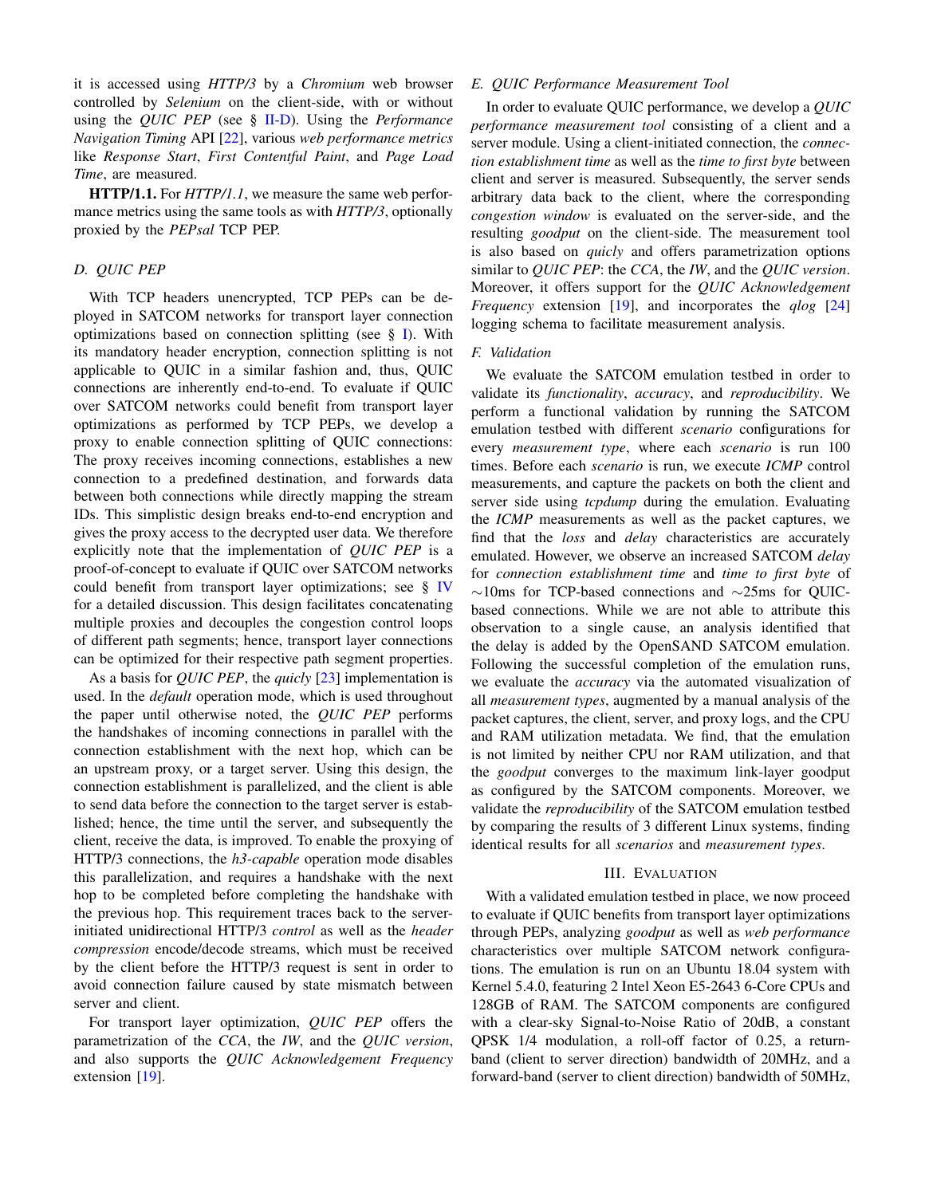it is accessed using *HTTP/3* by a *Chromium* web browser controlled by *Selenium* on the client-side, with or without using the *QUIC PEP* (see § II-D). Using the *Performance Navigation Timing* API [22], various *web performance metrics* like *Response Start*, *First Contentful Paint*, and *Page Load Time*, are measured.

**HTTP/1.1.** For *HTTP/1.1*, we measure the same web performance metrics using the same tools as with *HTTP/3*, optionally proxied by the *PEPsal* TCP PEP.

### D. QUIC PEP

With TCP headers unencrypted, TCP PEPs can be deployed in SATCOM networks for transport layer connection optimizations based on connection splitting (see § I). With its mandatory header encryption, connection splitting is not applicable to QUIC in a similar fashion and, thus, QUIC connections are inherently end-to-end. To evaluate if QUIC over SATCOM networks could benefit from transport layer optimizations as performed by TCP PEPs, we develop a proxy to enable connection splitting of QUIC connections: The proxy receives incoming connections, establishes a new connection to a predefined destination, and forwards data between both connections while directly mapping the stream IDs. This simplistic design breaks end-to-end encryption and gives the proxy access to the decrypted user data. We therefore explicitly note that the implementation of *QUIC PEP* is a proof-of-concept to evaluate if QUIC over SATCOM networks could benefit from transport layer optimizations; see § IV for a detailed discussion. This design facilitates concatenating multiple proxies and decouples the congestion control loops of different path segments; hence, transport layer connections can be optimized for their respective path segment properties.

As a basis for *QUIC PEP*, the *quicly* [23] implementation is used. In the *default* operation mode, which is used throughout the paper until otherwise noted, the *QUIC PEP* performs the handshakes of incoming connections in parallel with the connection establishment with the next hop, which can be an upstream proxy, or a target server. Using this design, the connection establishment is parallelized, and the client is able to send data before the connection to the target server is established; hence, the time until the server, and subsequently the client, receive the data, is improved. To enable the proxying of HTTP/3 connections, the *h3-capable* operation mode disables this parallelization, and requires a handshake with the next hop to be completed before completing the handshake with the previous hop. This requirement traces back to the server-initiated unidirectional HTTP/3 *control* as well as the *header compression* encode/decode streams, which must be received by the client before the HTTP/3 request is sent in order to avoid connection failure caused by state mismatch between server and client.

For transport layer optimization, *QUIC PEP* offers the parametrization of the *CCA*, the *IW*, and the *QUIC version*, and also supports the *QUIC Acknowledgement Frequency* extension [19].

### E. QUIC Performance Measurement Tool

In order to evaluate QUIC performance, we develop a *QUIC performance measurement tool* consisting of a client and a server module. Using a client-initiated connection, the *connection establishment time* as well as the *time to first byte* between client and server is measured. Subsequently, the server sends arbitrary data back to the client, where the corresponding *congestion window* is evaluated on the server-side, and the resulting *goodput* on the client-side. The measurement tool is also based on *quicly* and offers parametrization options similar to *QUIC PEP*: the *CCA*, the *IW*, and the *QUIC version*. Moreover, it offers support for the *QUIC Acknowledgement Frequency* extension [19], and incorporates the *qlog* [24] logging schema to facilitate measurement analysis.

### F. Validation

We evaluate the SATCOM emulation testbed in order to validate its *functionality*, *accuracy*, and *reproducibility*. We perform a functional validation by running the SATCOM emulation testbed with different *scenario* configurations for every *measurement type*, where each *scenario* is run 100 times. Before each *scenario* is run, we execute *ICMP* control measurements, and capture the packets on both the client and server side using *tcpdump* during the emulation. Evaluating the *ICMP* measurements as well as the packet captures, we find that the *loss* and *delay* characteristics are accurately emulated. However, we observe an increased SATCOM *delay* for *connection establishment time* and *time to first byte* of ∼10ms for TCP-based connections and ∼25ms for QUIC-based connections. While we are not able to attribute this observation to a single cause, an analysis identified that the delay is added by the OpenSAND SATCOM emulation. Following the successful completion of the emulation runs, we evaluate the *accuracy* via the automated visualization of all *measurement types*, augmented by a manual analysis of the packet captures, the client, server, and proxy logs, and the CPU and RAM utilization metadata. We find, that the emulation is not limited by neither CPU nor RAM utilization, and that the *goodput* converges to the maximum link-layer goodput as configured by the SATCOM components. Moreover, we validate the *reproducibility* of the SATCOM emulation testbed by comparing the results of 3 different Linux systems, finding identical results for all *scenarios* and *measurement types*.

## III. Evaluation

With a validated emulation testbed in place, we now proceed to evaluate if QUIC benefits from transport layer optimizations through PEPs, analyzing *goodput* as well as *web performance* characteristics over multiple SATCOM network configurations. The emulation is run on an Ubuntu 18.04 system with Kernel 5.4.0, featuring 2 Intel Xeon E5-2643 6-Core CPUs and 128GB of RAM. The SATCOM components are configured with a clear-sky Signal-to-Noise Ratio of 20dB, a constant QPSK 1/4 modulation, a roll-off factor of 0.25, a return-band (client to server direction) bandwidth of 20MHz, and a forward-band (server to client direction) bandwidth of 50MHz,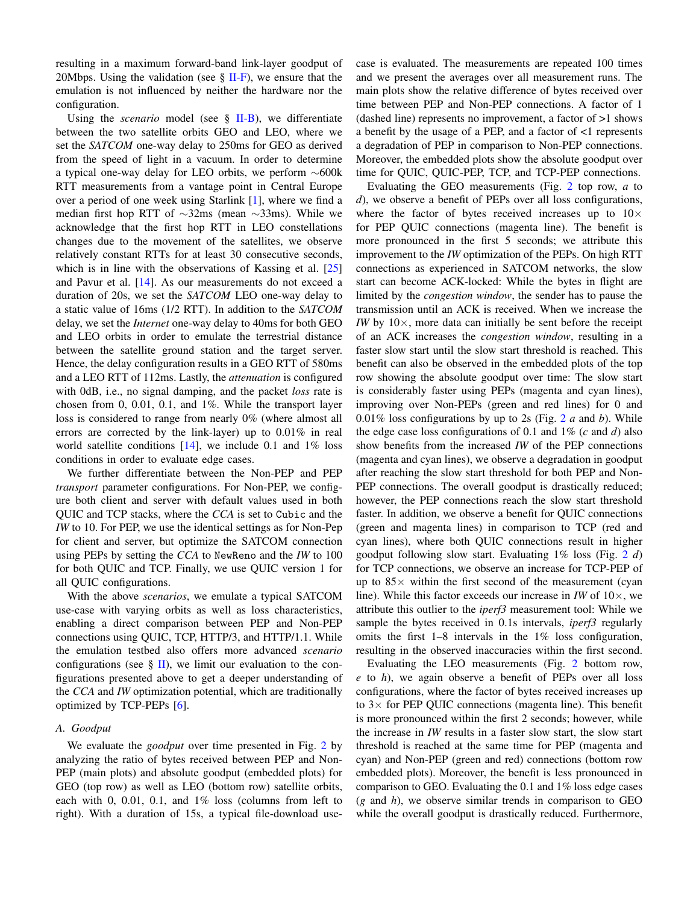resulting in a maximum forward-band link-layer goodput of 20Mbps. Using the validation (see § II-F), we ensure that the emulation is not influenced by neither the hardware nor the configuration.

Using the *scenario* model (see § II-B), we differentiate between the two satellite orbits GEO and LEO, where we set the *SATCOM* one-way delay to 250ms for GEO as derived from the speed of light in a vacuum. In order to determine a typical one-way delay for LEO orbits, we perform ∼600k RTT measurements from a vantage point in Central Europe over a period of one week using Starlink [1], where we find a median first hop RTT of ∼32ms (mean ∼33ms). While we acknowledge that the first hop RTT in LEO constellations changes due to the movement of the satellites, we observe relatively constant RTTs for at least 30 consecutive seconds, which is in line with the observations of Kassing et al. [25] and Pavur et al. [14]. As our measurements do not exceed a duration of 20s, we set the *SATCOM* LEO one-way delay to a static value of 16ms (1/2 RTT). In addition to the *SATCOM* delay, we set the *Internet* one-way delay to 40ms for both GEO and LEO orbits in order to emulate the terrestrial distance between the satellite ground station and the target server. Hence, the delay configuration results in a GEO RTT of 580ms and a LEO RTT of 112ms. Lastly, the *attenuation* is configured with 0dB, i.e., no signal damping, and the packet *loss* rate is chosen from 0, 0.01, 0.1, and 1%. While the transport layer loss is considered to range from nearly 0% (where almost all errors are corrected by the link-layer) up to 0.01% in real world satellite conditions [14], we include 0.1 and 1% loss conditions in order to evaluate edge cases.

We further differentiate between the Non-PEP and PEP *transport* parameter configurations. For Non-PEP, we configure both client and server with default values used in both QUIC and TCP stacks, where the *CCA* is set to Cubic and the *IW* to 10. For PEP, we use the identical settings as for Non-Pep for client and server, but optimize the SATCOM connection using PEPs by setting the *CCA* to NewReno and the *IW* to 100 for both QUIC and TCP. Finally, we use QUIC version 1 for all QUIC configurations.

With the above *scenarios*, we emulate a typical SATCOM use-case with varying orbits as well as loss characteristics, enabling a direct comparison between PEP and Non-PEP connections using QUIC, TCP, HTTP/3, and HTTP/1.1. While the emulation testbed also offers more advanced *scenario* configurations (see § II), we limit our evaluation to the configurations presented above to get a deeper understanding of the *CCA* and *IW* optimization potential, which are traditionally optimized by TCP-PEPs [6].

### A. Goodput

We evaluate the *goodput* over time presented in Fig. 2 by analyzing the ratio of bytes received between PEP and Non-PEP (main plots) and absolute goodput (embedded plots) for GEO (top row) as well as LEO (bottom row) satellite orbits, each with 0, 0.01, 0.1, and 1% loss (columns from left to right). With a duration of 15s, a typical file-download use-case is evaluated. The measurements are repeated 100 times and we present the averages over all measurement runs. The main plots show the relative difference of bytes received over time between PEP and Non-PEP connections. A factor of 1 (dashed line) represents no improvement, a factor of >1 shows a benefit by the usage of a PEP, and a factor of <1 represents a degradation of PEP in comparison to Non-PEP connections. Moreover, the embedded plots show the absolute goodput over time for QUIC, QUIC-PEP, TCP, and TCP-PEP connections.

Evaluating the GEO measurements (Fig. 2 top row, *a* to *d*), we observe a benefit of PEPs over all loss configurations, where the factor of bytes received increases up to 10× for PEP QUIC connections (magenta line). The benefit is more pronounced in the first 5 seconds; we attribute this improvement to the *IW* optimization of the PEPs. On high RTT connections as experienced in SATCOM networks, the slow start can become ACK-locked: While the bytes in flight are limited by the *congestion window*, the sender has to pause the transmission until an ACK is received. When we increase the *IW* by 10×, more data can initially be sent before the receipt of an ACK increases the *congestion window*, resulting in a faster slow start until the slow start threshold is reached. This benefit can also be observed in the embedded plots of the top row showing the absolute goodput over time: The slow start is considerably faster using PEPs (magenta and cyan lines), improving over Non-PEPs (green and red lines) for 0 and 0.01% loss configurations by up to 2s (Fig. 2 *a* and *b*). While the edge case loss configurations of 0.1 and 1% (*c* and *d*) also show benefits from the increased *IW* of the PEP connections (magenta and cyan lines), we observe a degradation in goodput after reaching the slow start threshold for both PEP and Non-PEP connections. The overall goodput is drastically reduced; however, the PEP connections reach the slow start threshold faster. In addition, we observe a benefit for QUIC connections (green and magenta lines) in comparison to TCP (red and cyan lines), where both QUIC connections result in higher goodput following slow start. Evaluating 1% loss (Fig. 2 *d*) for TCP connections, we observe an increase for TCP-PEP of up to 85× within the first second of the measurement (cyan line). While this factor exceeds our increase in *IW* of 10×, we attribute this outlier to the *iperf3* measurement tool: While we sample the bytes received in 0.1s intervals, *iperf3* regularly omits the first 1–8 intervals in the 1% loss configuration, resulting in the observed inaccuracies within the first second.

Evaluating the LEO measurements (Fig. 2 bottom row, *e* to *h*), we again observe a benefit of PEPs over all loss configurations, where the factor of bytes received increases up to 3× for PEP QUIC connections (magenta line). This benefit is more pronounced within the first 2 seconds; however, while the increase in *IW* results in a faster slow start, the slow start threshold is reached at the same time for PEP (magenta and cyan) and Non-PEP (green and red) connections (bottom row embedded plots). Moreover, the benefit is less pronounced in comparison to GEO. Evaluating the 0.1 and 1% loss edge cases (*g* and *h*), we observe similar trends in comparison to GEO while the overall goodput is drastically reduced. Furthermore,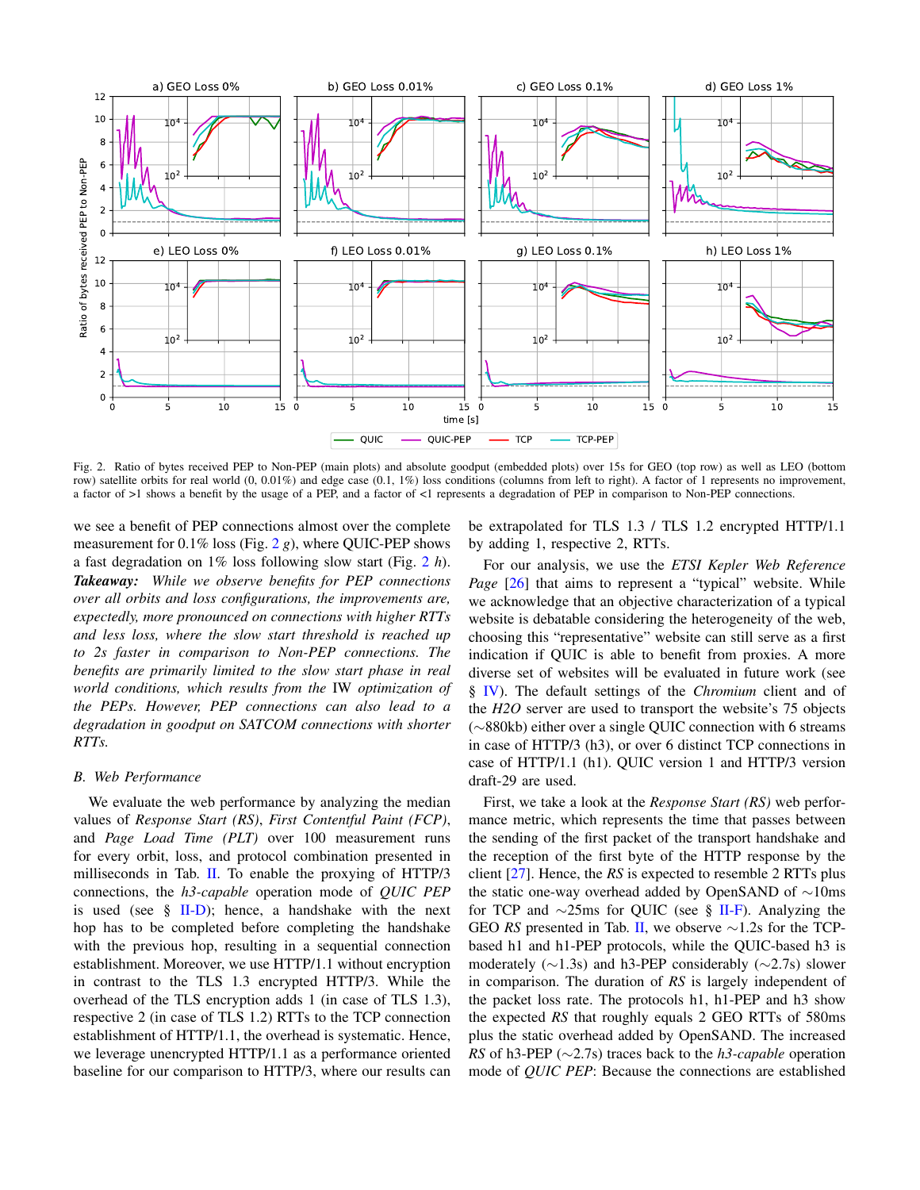Fig. 2. Ratio of bytes received PEP to Non-PEP (main plots) and absolute goodput (embedded plots) over 15s for GEO (top row) as well as LEO (bottom row) satellite orbits for real world (0, 0.01%) and edge case (0.1, 1%) loss conditions (columns from left to right). A factor of 1 represents no improvement, a factor of >1 shows a benefit by the usage of a PEP, and a factor of <1 represents a degradation of PEP in comparison to Non-PEP connections.

we see a benefit of PEP connections almost over the complete measurement for 0.1% loss (Fig. 2 g), where QUIC-PEP shows a fast degradation on 1% loss following slow start (Fig. 2 h). ***Takeaway:*** *While we observe benefits for PEP connections over all orbits and loss configurations, the improvements are, expectedly, more pronounced on connections with higher RTTs and less loss, where the slow start threshold is reached up to 2s faster in comparison to Non-PEP connections. The benefits are primarily limited to the slow start phase in real world conditions, which results from the* IW *optimization of the PEPs. However, PEP connections can also lead to a degradation in goodput on SATCOM connections with shorter RTTs.*

### B. Web Performance

We evaluate the web performance by analyzing the median values of *Response Start (RS)*, *First Contentful Paint (FCP)*, and *Page Load Time (PLT)* over 100 measurement runs for every orbit, loss, and protocol combination presented in milliseconds in Tab. II. To enable the proxying of HTTP/3 connections, the *h3-capable* operation mode of *QUIC PEP* is used (see § II-D); hence, a handshake with the next hop has to be completed before completing the handshake with the previous hop, resulting in a sequential connection establishment. Moreover, we use HTTP/1.1 without encryption in contrast to the TLS 1.3 encrypted HTTP/3. While the overhead of the TLS encryption adds 1 (in case of TLS 1.3), respective 2 (in case of TLS 1.2) RTTs to the TCP connection establishment of HTTP/1.1, the overhead is systematic. Hence, we leverage unencrypted HTTP/1.1 as a performance oriented baseline for our comparison to HTTP/3, where our results can be extrapolated for TLS 1.3 / TLS 1.2 encrypted HTTP/1.1 by adding 1, respective 2, RTTs.

For our analysis, we use the *ETSI Kepler Web Reference Page* [26] that aims to represent a "typical" website. While we acknowledge that an objective characterization of a typical website is debatable considering the heterogeneity of the web, choosing this "representative" website can still serve as a first indication if QUIC is able to benefit from proxies. A more diverse set of websites will be evaluated in future work (see § IV). The default settings of the *Chromium* client and of the *H2O* server are used to transport the website's 75 objects (∼880kb) either over a single QUIC connection with 6 streams in case of HTTP/3 (h3), or over 6 distinct TCP connections in case of HTTP/1.1 (h1). QUIC version 1 and HTTP/3 version draft-29 are used.

First, we take a look at the *Response Start (RS)* web performance metric, which represents the time that passes between the sending of the first packet of the transport handshake and the reception of the first byte of the HTTP response by the client [27]. Hence, the *RS* is expected to resemble 2 RTTs plus the static one-way overhead added by OpenSAND of ∼10ms for TCP and ∼25ms for QUIC (see § II-F). Analyzing the GEO *RS* presented in Tab. II, we observe ∼1.2s for the TCP-based h1 and h1-PEP protocols, while the QUIC-based h3 is moderately (∼1.3s) and h3-PEP considerably (∼2.7s) slower in comparison. The duration of *RS* is largely independent of the packet loss rate. The protocols h1, h1-PEP and h3 show the expected *RS* that roughly equals 2 GEO RTTs of 580ms plus the static overhead added by OpenSAND. The increased *RS* of h3-PEP (∼2.7s) traces back to the *h3-capable* operation mode of *QUIC PEP*: Because the connections are established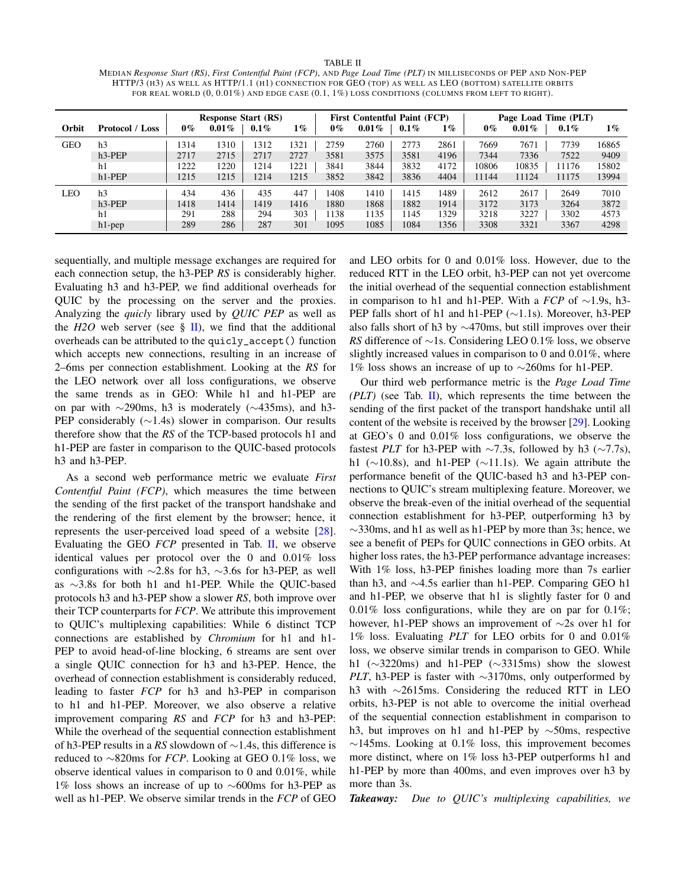TABLE II
MEDIAN *Response Start (RS)*, *First Contentful Paint (FCP)*, AND *Page Load Time (PLT)* IN MILLISECONDS OF PEP AND NON-PEP HTTP/3 (H3) AS WELL AS HTTP/1.1 (H1) CONNECTION FOR GEO (TOP) AS WELL AS LEO (BOTTOM) SATELLITE ORBITS FOR REAL WORLD (0, 0.01%) AND EDGE CASE (0.1, 1%) LOSS CONDITIONS (COLUMNS FROM LEFT TO RIGHT).

| Orbit | Protocol / Loss | Response Start (RS) 0% | 0.01% | 0.1% | 1% | First Contentful Paint (FCP) 0% | 0.01% | 0.1% | 1% | Page Load Time (PLT) 0% | 0.01% | 0.1% | 1% |
|---|---|---|---|---|---|---|---|---|---|---|---|---|---|
| GEO | h3 | 1314 | 1310 | 1312 | 1321 | 2759 | 2760 | 2773 | 2861 | 7669 | 7671 | 7739 | 16865 |
| | h3-PEP | 2717 | 2715 | 2717 | 2727 | 3581 | 3575 | 3581 | 4196 | 7344 | 7336 | 7522 | 9409 |
| | h1 | 1222 | 1220 | 1214 | 1221 | 3841 | 3844 | 3832 | 4172 | 10806 | 10835 | 11176 | 15802 |
| | h1-PEP | 1215 | 1215 | 1214 | 1215 | 3852 | 3842 | 3836 | 4404 | 11144 | 11124 | 11175 | 13994 |
| LEO | h3 | 434 | 436 | 435 | 447 | 1408 | 1410 | 1415 | 1489 | 2612 | 2617 | 2649 | 7010 |
| | h3-PEP | 1418 | 1414 | 1419 | 1416 | 1880 | 1868 | 1882 | 1914 | 3172 | 3173 | 3264 | 3872 |
| | h1 | 291 | 288 | 294 | 303 | 1138 | 1135 | 1145 | 1329 | 3218 | 3227 | 3302 | 4573 |
| | h1-pep | 289 | 286 | 287 | 301 | 1095 | 1085 | 1084 | 1356 | 3308 | 3321 | 3367 | 4298 |

sequentially, and multiple message exchanges are required for each connection setup, the h3-PEP *RS* is considerably higher. Evaluating h3 and h3-PEP, we find additional overheads for QUIC by the processing on the server and the proxies. Analyzing the *quicly* library used by *QUIC PEP* as well as the *H2O* web server (see § II), we find that the additional overheads can be attributed to the `quicly_accept()` function which accepts new connections, resulting in an increase of 2–6ms per connection establishment. Looking at the *RS* for the LEO network over all loss configurations, we observe the same trends as in GEO: While h1 and h1-PEP are on par with ∼290ms, h3 is moderately (∼435ms), and h3-PEP considerably (∼1.4s) slower in comparison. Our results therefore show that the *RS* of the TCP-based protocols h1 and h1-PEP are faster in comparison to the QUIC-based protocols h3 and h3-PEP.

As a second web performance metric we evaluate *First Contentful Paint (FCP)*, which measures the time between the sending of the first packet of the transport handshake and the rendering of the first element by the browser; hence, it represents the user-perceived load speed of a website [28]. Evaluating the GEO *FCP* presented in Tab. II, we observe identical values per protocol over the 0 and 0.01% loss configurations with ∼2.8s for h3, ∼3.6s for h3-PEP, as well as ∼3.8s for both h1 and h1-PEP. While the QUIC-based protocols h3 and h3-PEP show a slower *RS*, both improve over their TCP counterparts for *FCP*. We attribute this improvement to QUIC's multiplexing capabilities: While 6 distinct TCP connections are established by *Chromium* for h1 and h1-PEP to avoid head-of-line blocking, 6 streams are sent over a single QUIC connection for h3 and h3-PEP. Hence, the overhead of connection establishment is considerably reduced, leading to faster *FCP* for h3 and h3-PEP in comparison to h1 and h1-PEP. Moreover, we also observe a relative improvement comparing *RS* and *FCP* for h3 and h3-PEP: While the overhead of the sequential connection establishment of h3-PEP results in a *RS* slowdown of ∼1.4s, this difference is reduced to ∼820ms for *FCP*. Looking at GEO 0.1% loss, we observe identical values in comparison to 0 and 0.01%, while 1% loss shows an increase of up to ∼600ms for h3-PEP as well as h1-PEP. We observe similar trends in the *FCP* of GEO and LEO orbits for 0 and 0.01% loss. However, due to the reduced RTT in the LEO orbit, h3-PEP can not yet overcome the initial overhead of the sequential connection establishment in comparison to h1 and h1-PEP. With a *FCP* of ∼1.9s, h3-PEP falls short of h1 and h1-PEP (∼1.1s). Moreover, h3-PEP also falls short of h3 by ∼470ms, but still improves over their *RS* difference of ∼1s. Considering LEO 0.1% loss, we observe slightly increased values in comparison to 0 and 0.01%, where 1% loss shows an increase of up to ∼260ms for h1-PEP.

Our third web performance metric is the *Page Load Time (PLT)* (see Tab. II), which represents the time between the sending of the first packet of the transport handshake until all content of the website is received by the browser [29]. Looking at GEO's 0 and 0.01% loss configurations, we observe the fastest *PLT* for h3-PEP with ∼7.3s, followed by h3 (∼7.7s), h1 (∼10.8s), and h1-PEP (∼11.1s). We again attribute the performance benefit of the QUIC-based h3 and h3-PEP connections to QUIC's stream multiplexing feature. Moreover, we observe the break-even of the initial overhead of the sequential connection establishment for h3-PEP, outperforming h3 by ∼330ms, and h1 as well as h1-PEP by more than 3s; hence, we see a benefit of PEPs for QUIC connections in GEO orbits. At higher loss rates, the h3-PEP performance advantage increases: With 1% loss, h3-PEP finishes loading more than 7s earlier than h3, and ∼4.5s earlier than h1-PEP. Comparing GEO h1 and h1-PEP, we observe that h1 is slightly faster for 0 and 0.01% loss configurations, while they are on par for 0.1%; however, h1-PEP shows an improvement of ∼2s over h1 for 1% loss. Evaluating *PLT* for LEO orbits for 0 and 0.01% loss, we observe similar trends in comparison to GEO. While h1 (∼3220ms) and h1-PEP (∼3315ms) show the slowest *PLT*, h3-PEP is faster with ∼3170ms, only outperformed by h3 with ∼2615ms. Considering the reduced RTT in LEO orbits, h3-PEP is not able to overcome the initial overhead of the sequential connection establishment in comparison to h3, but improves on h1 and h1-PEP by ∼50ms, respective ∼145ms. Looking at 0.1% loss, this improvement becomes more distinct, where on 1% loss h3-PEP outperforms h1 and h1-PEP by more than 400ms, and even improves over h3 by more than 3s.

***Takeaway:*** *Due to QUIC's multiplexing capabilities, we*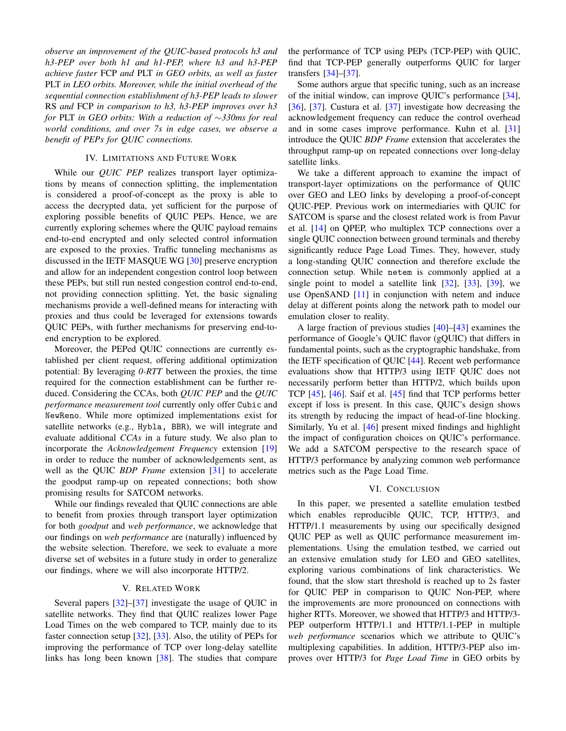*observe an improvement of the QUIC-based protocols h3 and h3-PEP over both h1 and h1-PEP, where h3 and h3-PEP achieve faster* FCP *and* PLT *in GEO orbits, as well as faster* PLT *in LEO orbits. Moreover, while the initial overhead of the sequential connection establishment of h3-PEP leads to slower* RS *and* FCP *in comparison to h3, h3-PEP improves over h3 for* PLT *in GEO orbits: With a reduction of ∼330ms for real world conditions, and over 7s in edge cases, we observe a benefit of PEPs for QUIC connections.*

## IV. Limitations and Future Work

While our *QUIC PEP* realizes transport layer optimizations by means of connection splitting, the implementation is considered a proof-of-concept as the proxy is able to access the decrypted data, yet sufficient for the purpose of exploring possible benefits of QUIC PEPs. Hence, we are currently exploring schemes where the QUIC payload remains end-to-end encrypted and only selected control information are exposed to the proxies. Traffic tunneling mechanisms as discussed in the IETF MASQUE WG [30] preserve encryption and allow for an independent congestion control loop between these PEPs, but still run nested congestion control end-to-end, not providing connection splitting. Yet, the basic signaling mechanisms provide a well-defined means for interacting with proxies and thus could be leveraged for extensions towards QUIC PEPs, with further mechanisms for preserving end-to-end encryption to be explored.

Moreover, the PEPed QUIC connections are currently established per client request, offering additional optimization potential: By leveraging *0-RTT* between the proxies, the time required for the connection establishment can be further reduced. Considering the CCAs, both *QUIC PEP* and the *QUIC performance measurement tool* currently only offer `Cubic` and `NewReno`. While more optimized implementations exist for satellite networks (e.g., `Hybla`, `BBR`), we will integrate and evaluate additional *CCAs* in a future study. We also plan to incorporate the *Acknowledgement Frequency* extension [19] in order to reduce the number of acknowledgements sent, as well as the QUIC *BDP Frame* extension [31] to accelerate the goodput ramp-up on repeated connections; both show promising results for SATCOM networks.

While our findings revealed that QUIC connections are able to benefit from proxies through transport layer optimization for both *goodput* and *web performance*, we acknowledge that our findings on *web performance* are (naturally) influenced by the website selection. Therefore, we seek to evaluate a more diverse set of websites in a future study in order to generalize our findings, where we will also incorporate HTTP/2.

## V. Related Work

Several papers [32]–[37] investigate the usage of QUIC in satellite networks. They find that QUIC realizes lower Page Load Times on the web compared to TCP, mainly due to its faster connection setup [32], [33]. Also, the utility of PEPs for improving the performance of TCP over long-delay satellite links has long been known [38]. The studies that compare the performance of TCP using PEPs (TCP-PEP) with QUIC, find that TCP-PEP generally outperforms QUIC for larger transfers [34]–[37].

Some authors argue that specific tuning, such as an increase of the initial window, can improve QUIC's performance [34], [36], [37]. Custura et al. [37] investigate how decreasing the acknowledgement frequency can reduce the control overhead and in some cases improve performance. Kuhn et al. [31] introduce the QUIC *BDP Frame* extension that accelerates the throughput ramp-up on repeated connections over long-delay satellite links.

We take a different approach to examine the impact of transport-layer optimizations on the performance of QUIC over GEO and LEO links by developing a proof-of-concept QUIC-PEP. Previous work on intermediaries with QUIC for SATCOM is sparse and the closest related work is from Pavur et al. [14] on QPEP, who multiplex TCP connections over a single QUIC connection between ground terminals and thereby significantly reduce Page Load Times. They, however, study a long-standing QUIC connection and therefore exclude the connection setup. While `netem` is commonly applied at a single point to model a satellite link [32], [33], [39], we use OpenSAND [11] in conjunction with netem and induce delay at different points along the network path to model our emulation closer to reality.

A large fraction of previous studies [40]–[43] examines the performance of Google's QUIC flavor (gQUIC) that differs in fundamental points, such as the cryptographic handshake, from the IETF specification of QUIC [44]. Recent web performance evaluations show that HTTP/3 using IETF QUIC does not necessarily perform better than HTTP/2, which builds upon TCP [45], [46]. Saif et al. [45] find that TCP performs better except if loss is present. In this case, QUIC's design shows its strength by reducing the impact of head-of-line blocking. Similarly, Yu et al. [46] present mixed findings and highlight the impact of configuration choices on QUIC's performance. We add a SATCOM perspective to the research space of HTTP/3 performance by analyzing common web performance metrics such as the Page Load Time.

## VI. Conclusion

In this paper, we presented a satellite emulation testbed which enables reproducible QUIC, TCP, HTTP/3, and HTTP/1.1 measurements by using our specifically designed QUIC PEP as well as QUIC performance measurement implementations. Using the emulation testbed, we carried out an extensive emulation study for LEO and GEO satellites, exploring various combinations of link characteristics. We found, that the slow start threshold is reached up to 2s faster for QUIC PEP in comparison to QUIC Non-PEP, where the improvements are more pronounced on connections with higher RTTs. Moreover, we showed that HTTP/3 and HTTP/3-PEP outperform HTTP/1.1 and HTTP/1.1-PEP in multiple *web performance* scenarios which we attribute to QUIC's multiplexing capabilities. In addition, HTTP/3-PEP also improves over HTTP/3 for *Page Load Time* in GEO orbits by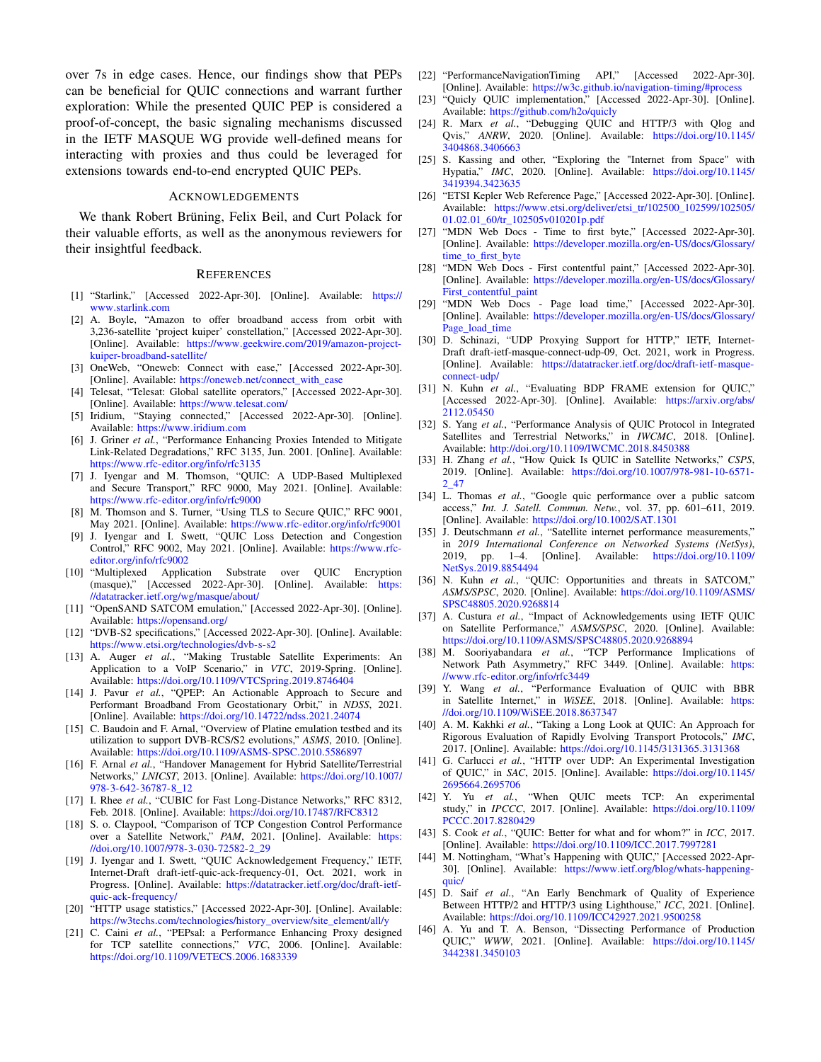over 7s in edge cases. Hence, our findings show that PEPs can be beneficial for QUIC connections and warrant further exploration: While the presented QUIC PEP is considered a proof-of-concept, the basic signaling mechanisms discussed in the IETF MASQUE WG provide well-defined means for interacting with proxies and thus could be leveraged for extensions towards end-to-end encrypted QUIC PEPs.

## Acknowledgements

We thank Robert Brüning, Felix Beil, and Curt Polack for their valuable efforts, as well as the anonymous reviewers for their insightful feedback.

## References

[1] "Starlink," [Accessed 2022-Apr-30]. [Online]. Available: https://www.starlink.com

[2] A. Boyle, "Amazon to offer broadband access from orbit with 3,236-satellite 'project kuiper' constellation," [Accessed 2022-Apr-30]. [Online]. Available: https://www.geekwire.com/2019/amazon-project-kuiper-broadband-satellite/

[3] OneWeb, "Oneweb: Connect with ease," [Accessed 2022-Apr-30]. [Online]. Available: https://oneweb.net/connect_with_ease

[4] Telesat, "Telesat: Global satellite operators," [Accessed 2022-Apr-30]. [Online]. Available: https://www.telesat.com/

[5] Iridium, "Staying connected," [Accessed 2022-Apr-30]. [Online]. Available: https://www.iridium.com

[6] J. Griner *et al.*, "Performance Enhancing Proxies Intended to Mitigate Link-Related Degradations," RFC 3135, Jun. 2001. [Online]. Available: https://www.rfc-editor.org/info/rfc3135

[7] J. Iyengar and M. Thomson, "QUIC: A UDP-Based Multiplexed and Secure Transport," RFC 9000, May 2021. [Online]. Available: https://www.rfc-editor.org/info/rfc9000

[8] M. Thomson and S. Turner, "Using TLS to Secure QUIC," RFC 9001, May 2021. [Online]. Available: https://www.rfc-editor.org/info/rfc9001

[9] J. Iyengar and I. Swett, "QUIC Loss Detection and Congestion Control," RFC 9002, May 2021. [Online]. Available: https://www.rfc-editor.org/info/rfc9002

[10] "Multiplexed Application Substrate over QUIC Encryption (masque)," [Accessed 2022-Apr-30]. [Online]. Available: https://datatracker.ietf.org/wg/masque/about/

[11] "OpenSAND SATCOM emulation," [Accessed 2022-Apr-30]. [Online]. Available: https://opensand.org/

[12] "DVB-S2 specifications," [Accessed 2022-Apr-30]. [Online]. Available: https://www.etsi.org/technologies/dvb-s-s2

[13] A. Auger *et al.*, "Making Trustable Satellite Experiments: An Application to a VoIP Scenario," in *VTC*, 2019-Spring. [Online]. Available: https://doi.org/10.1109/VTCSpring.2019.8746404

[14] J. Pavur *et al.*, "QPEP: An Actionable Approach to Secure and Performant Broadband From Geostationary Orbit," in *NDSS*, 2021. [Online]. Available: https://doi.org/10.14722/ndss.2021.24074

[15] C. Baudoin and F. Arnal, "Overview of Platine emulation testbed and its utilization to support DVB-RCS/S2 evolutions," *ASMS*, 2010. [Online]. Available: https://doi.org/10.1109/ASMS-SPSC.2010.5586897

[16] F. Arnal *et al.*, "Handover Management for Hybrid Satellite/Terrestrial Networks," *LNICST*, 2013. [Online]. Available: https://doi.org/10.1007/978-3-642-36787-8_12

[17] I. Rhee *et al.*, "CUBIC for Fast Long-Distance Networks," RFC 8312, Feb. 2018. [Online]. Available: https://doi.org/10.17487/RFC8312

[18] S. o. Claypool, "Comparison of TCP Congestion Control Performance over a Satellite Network," *PAM*, 2021. [Online]. Available: https://doi.org/10.1007/978-3-030-72582-2_29

[19] J. Iyengar and I. Swett, "QUIC Acknowledgement Frequency," IETF, Internet-Draft draft-ietf-quic-ack-frequency-01, Oct. 2021, work in Progress. [Online]. Available: https://datatracker.ietf.org/doc/draft-ietf-quic-ack-frequency/

[20] "HTTP usage statistics," [Accessed 2022-Apr-30]. [Online]. Available: https://w3techs.com/technologies/history_overview/site_element/all/y

[21] C. Caini *et al.*, "PEPsal: a Performance Enhancing Proxy designed for TCP satellite connections," *VTC*, 2006. [Online]. Available: https://doi.org/10.1109/VETECS.2006.1683339

[22] "PerformanceNavigationTiming API," [Accessed 2022-Apr-30]. [Online]. Available: https://w3c.github.io/navigation-timing/#process

[23] "Quicly QUIC implementation," [Accessed 2022-Apr-30]. [Online]. Available: https://github.com/h2o/quicly

[24] R. Marx *et al.*, "Debugging QUIC and HTTP/3 with Qlog and Qvis," *ANRW*, 2020. [Online]. Available: https://doi.org/10.1145/3404868.3406663

[25] S. Kassing and other, "Exploring the "Internet from Space" with Hypatia," *IMC*, 2020. [Online]. Available: https://doi.org/10.1145/3419394.3423635

[26] "ETSI Kepler Web Reference Page," [Accessed 2022-Apr-30]. [Online]. Available: https://www.etsi.org/deliver/etsi_tr/102500_102599/102505/01.02.01_60/tr_102505v010201p.pdf

[27] "MDN Web Docs - Time to first byte," [Accessed 2022-Apr-30]. [Online]. Available: https://developer.mozilla.org/en-US/docs/Glossary/time_to_first_byte

[28] "MDN Web Docs - First contentful paint," [Accessed 2022-Apr-30]. [Online]. Available: https://developer.mozilla.org/en-US/docs/Glossary/First_contentful_paint

[29] "MDN Web Docs - Page load time," [Accessed 2022-Apr-30]. [Online]. Available: https://developer.mozilla.org/en-US/docs/Glossary/Page_load_time

[30] D. Schinazi, "UDP Proxying Support for HTTP," IETF, Internet-Draft draft-ietf-masque-connect-udp-09, Oct. 2021, work in Progress. [Online]. Available: https://datatracker.ietf.org/doc/draft-ietf-masque-connect-udp/

[31] N. Kuhn *et al.*, "Evaluating BDP FRAME extension for QUIC," [Accessed 2022-Apr-30]. [Online]. Available: https://arxiv.org/abs/2112.05450

[32] S. Yang *et al.*, "Performance Analysis of QUIC Protocol in Integrated Satellites and Terrestrial Networks," in *IWCMC*, 2018. [Online]. Available: http://doi.org/10.1109/IWCMC.2018.8450388

[33] H. Zhang *et al.*, "How Quick Is QUIC in Satellite Networks," *CSPS*, 2019. [Online]. Available: https://doi.org/10.1007/978-981-10-6571-2_47

[34] L. Thomas *et al.*, "Google quic performance over a public satcom access," *Int. J. Satell. Commun. Netw.*, vol. 37, pp. 601–611, 2019. [Online]. Available: https://doi.org/10.1002/SAT.1301

[35] J. Deutschmann *et al.*, "Satellite internet performance measurements," in *2019 International Conference on Networked Systems (NetSys)*, 2019, pp. 1–4. [Online]. Available: https://doi.org/10.1109/NetSys.2019.8854494

[36] N. Kuhn *et al.*, "QUIC: Opportunities and threats in SATCOM," *ASMS/SPSC*, 2020. [Online]. Available: https://doi.org/10.1109/ASMS/SPSC48805.2020.9268814

[37] A. Custura *et al.*, "Impact of Acknowledgements using IETF QUIC on Satellite Performance," *ASMS/SPSC*, 2020. [Online]. Available: https://doi.org/10.1109/ASMS/SPSC48805.2020.9268894

[38] M. Sooriyabandara *et al.*, "TCP Performance Implications of Network Path Asymmetry," RFC 3449. [Online]. Available: https://www.rfc-editor.org/info/rfc3449

[39] Y. Wang *et al.*, "Performance Evaluation of QUIC with BBR in Satellite Internet," in *WiSEE*, 2018. [Online]. Available: https://doi.org/10.1109/WiSEE.2018.8637347

[40] A. M. Kakhki *et al.*, "Taking a Long Look at QUIC: An Approach for Rigorous Evaluation of Rapidly Evolving Transport Protocols," *IMC*, 2017. [Online]. Available: https://doi.org/10.1145/3131365.3131368

[41] G. Carlucci *et al.*, "HTTP over UDP: An Experimental Investigation of QUIC," in *SAC*, 2015. [Online]. Available: https://doi.org/10.1145/2695664.2695706

[42] Y. Yu *et al.*, "When QUIC meets TCP: An experimental study," in *IPCCC*, 2017. [Online]. Available: https://doi.org/10.1109/PCCC.2017.8280429

[43] S. Cook *et al.*, "QUIC: Better for what and for whom?" in *ICC*, 2017. [Online]. Available: https://doi.org/10.1109/ICC.2017.7997281

[44] M. Nottingham, "What's Happening with QUIC," [Accessed 2022-Apr-30]. [Online]. Available: https://www.ietf.org/blog/whats-happening-quic/

[45] D. Saif *et al.*, "An Early Benchmark of Quality of Experience Between HTTP/2 and HTTP/3 using Lighthouse," *ICC*, 2021. [Online]. Available: https://doi.org/10.1109/ICC42927.2021.9500258

[46] A. Yu and T. A. Benson, "Dissecting Performance of Production QUIC," *WWW*, 2021. [Online]. Available: https://doi.org/10.1145/3442381.3450103